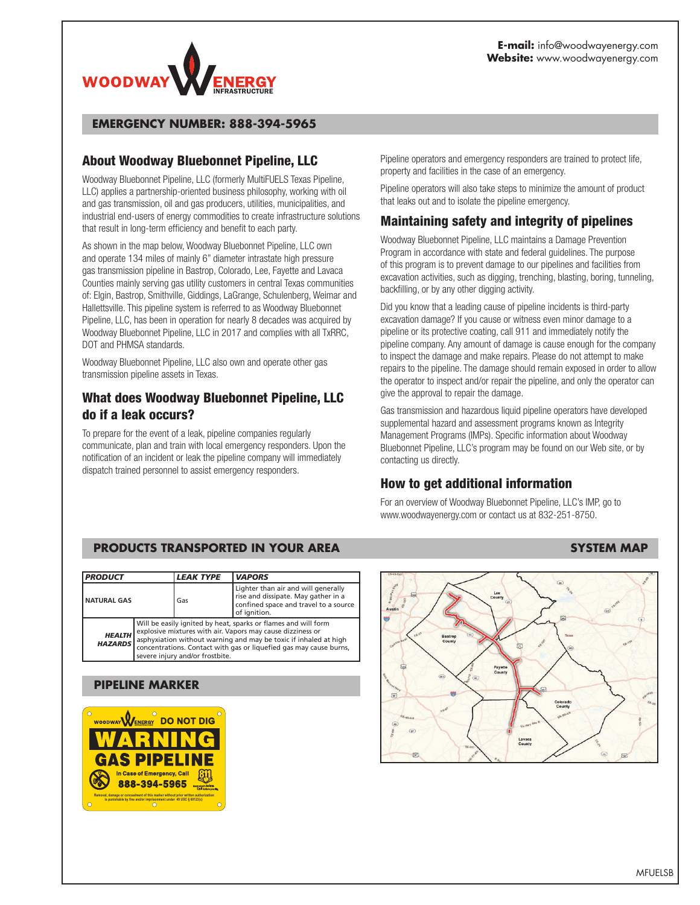**E-mail:** info@woodwayenergy.com
**Website:** www.woodwayenergy.com

**EMERGENCY NUMBER: 888-394-5965**

## About Woodway Bluebonnet Pipeline, LLC

Woodway Bluebonnet Pipeline, LLC (formerly MultiFUELS Texas Pipeline, LLC) applies a partnership-oriented business philosophy, working with oil and gas transmission, oil and gas producers, utilities, municipalities, and industrial end-users of energy commodities to create infrastructure solutions that result in long-term efficiency and benefit to each party.

As shown in the map below, Woodway Bluebonnet Pipeline, LLC own and operate 134 miles of mainly 6" diameter intrastate high pressure gas transmission pipeline in Bastrop, Colorado, Lee, Fayette and Lavaca Counties mainly serving gas utility customers in central Texas communities of: Elgin, Bastrop, Smithville, Giddings, LaGrange, Schulenberg, Weimar and Hallettsville. This pipeline system is referred to as Woodway Bluebonnet Pipeline, LLC, has been in operation for nearly 8 decades was acquired by Woodway Bluebonnet Pipeline, LLC in 2017 and complies with all TxRRC, DOT and PHMSA standards.

Woodway Bluebonnet Pipeline, LLC also own and operate other gas transmission pipeline assets in Texas.

## What does Woodway Bluebonnet Pipeline, LLC do if a leak occurs?

To prepare for the event of a leak, pipeline companies regularly communicate, plan and train with local emergency responders. Upon the notification of an incident or leak the pipeline company will immediately dispatch trained personnel to assist emergency responders.

Pipeline operators and emergency responders are trained to protect life, property and facilities in the case of an emergency.

Pipeline operators will also take steps to minimize the amount of product that leaks out and to isolate the pipeline emergency.

## Maintaining safety and integrity of pipelines

Woodway Bluebonnet Pipeline, LLC maintains a Damage Prevention Program in accordance with state and federal guidelines. The purpose of this program is to prevent damage to our pipelines and facilities from excavation activities, such as digging, trenching, blasting, boring, tunneling, backfilling, or by any other digging activity.

Did you know that a leading cause of pipeline incidents is third-party excavation damage? If you cause or witness even minor damage to a pipeline or its protective coating, call 911 and immediately notify the pipeline company. Any amount of damage is cause enough for the company to inspect the damage and make repairs. Please do not attempt to make repairs to the pipeline. The damage should remain exposed in order to allow the operator to inspect and/or repair the pipeline, and only the operator can give the approval to repair the damage.

Gas transmission and hazardous liquid pipeline operators have developed supplemental hazard and assessment programs known as Integrity Management Programs (IMPs). Specific information about Woodway Bluebonnet Pipeline, LLC's program may be found on our Web site, or by contacting us directly.

## How to get additional information

For an overview of Woodway Bluebonnet Pipeline, LLC's IMP, go to www.woodwayenergy.com or contact us at 832-251-8750.

**PRODUCTS TRANSPORTED IN YOUR AREA**

| PRODUCT | LEAK TYPE | VAPORS |
|---|---|---|
| NATURAL GAS | Gas | Lighter than air and will generally rise and dissipate. May gather in a confined space and travel to a source of ignition. |
| HEALTH HAZARDS | Will be easily ignited by heat, sparks or flames and will form explosive mixtures with air. Vapors may cause dizziness or asphyxiation without warning and may be toxic if inhaled at high concentrations. Contact with gas or liquefied gas may cause burns, severe injury and/or frostbite. | |

**PIPELINE MARKER**

WOODWAY ENERGY — DO NOT DIG
WARNING
GAS PIPELINE
In Case of Emergency, Call
888-394-5965
Removal, damage or concealment of this marker without prior written authorization is punishable by fine and/or imprisonment under 49 USC § 60123(c)

**SYSTEM MAP**

MFUELSB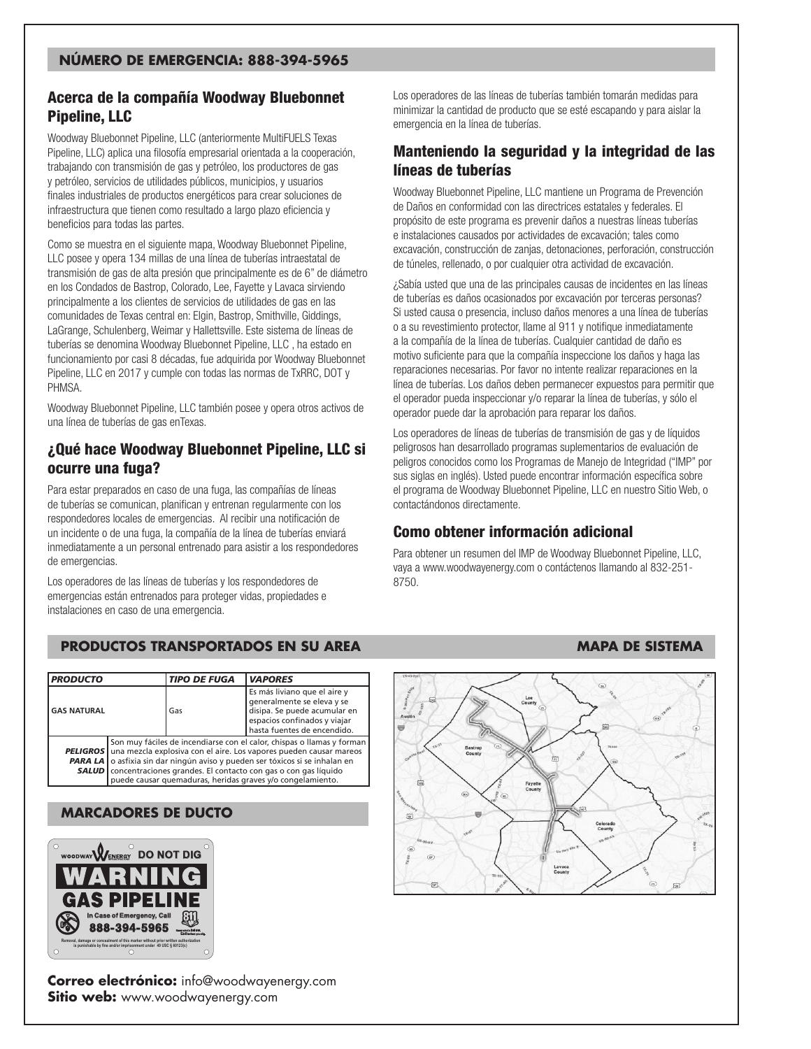**NÚMERO DE EMERGENCIA: 888-394-5965**

## Acerca de la compañía Woodway Bluebonnet Pipeline, LLC

Woodway Bluebonnet Pipeline, LLC (anteriormente MultiFUELS Texas Pipeline, LLC) aplica una filosofía empresarial orientada a la cooperación, trabajando con transmisión de gas y petróleo, los productores de gas y petróleo, servicios de utilidades públicos, municipios, y usuarios finales industriales de productos energéticos para crear soluciones de infraestructura que tienen como resultado a largo plazo eficiencia y beneficios para todas las partes.

Como se muestra en el siguiente mapa, Woodway Bluebonnet Pipeline, LLC posee y opera 134 millas de una línea de tuberías intraestatal de transmisión de gas de alta presión que principalmente es de 6" de diámetro en los Condados de Bastrop, Colorado, Lee, Fayette y Lavaca sirviendo principalmente a los clientes de servicios de utilidades de gas en las comunidades de Texas central en: Elgin, Bastrop, Smithville, Giddings, LaGrange, Schulenberg, Weimar y Hallettsville. Este sistema de líneas de tuberías se denomina Woodway Bluebonnet Pipeline, LLC , ha estado en funcionamiento por casi 8 décadas, fue adquirida por Woodway Bluebonnet Pipeline, LLC en 2017 y cumple con todas las normas de TxRRC, DOT y PHMSA.

Woodway Bluebonnet Pipeline, LLC también posee y opera otros activos de una línea de tuberías de gas enTexas.

## ¿Qué hace Woodway Bluebonnet Pipeline, LLC si ocurre una fuga?

Para estar preparados en caso de una fuga, las compañías de líneas de tuberías se comunican, planifican y entrenan regularmente con los respondedores locales de emergencias. Al recibir una notificación de un incidente o de una fuga, la compañía de la línea de tuberías enviará inmediatamente a un personal entrenado para asistir a los respondedores de emergencias.

Los operadores de las líneas de tuberías y los respondedores de emergencias están entrenados para proteger vidas, propiedades e instalaciones en caso de una emergencia.

Los operadores de las líneas de tuberías también tomarán medidas para minimizar la cantidad de producto que se esté escapando y para aislar la emergencia en la línea de tuberías.

## Manteniendo la seguridad y la integridad de las líneas de tuberías

Woodway Bluebonnet Pipeline, LLC mantiene un Programa de Prevención de Daños en conformidad con las directrices estatales y federales. El propósito de este programa es prevenir daños a nuestras líneas tuberías e instalaciones causados por actividades de excavación; tales como excavación, construcción de zanjas, detonaciones, perforación, construcción de túneles, rellenado, o por cualquier otra actividad de excavación.

¿Sabía usted que una de las principales causas de incidentes en las líneas de tuberías es daños ocasionados por excavación por terceras personas? Si usted causa o presencia, incluso daños menores a una línea de tuberías o a su revestimiento protector, llame al 911 y notifique inmediatamente a la compañía de la línea de tuberías. Cualquier cantidad de daño es motivo suficiente para que la compañía inspeccione los daños y haga las reparaciones necesarias. Por favor no intente realizar reparaciones en la línea de tuberías. Los daños deben permanecer expuestos para permitir que el operador pueda inspeccionar y/o reparar la línea de tuberías, y sólo el operador puede dar la aprobación para reparar los daños.

Los operadores de líneas de tuberías de transmisión de gas y de líquidos peligrosos han desarrollado programas suplementarios de evaluación de peligros conocidos como los Programas de Manejo de Integridad ("IMP" por sus siglas en inglés). Usted puede encontrar información específica sobre el programa de Woodway Bluebonnet Pipeline, LLC en nuestro Sitio Web, o contactándonos directamente.

## Como obtener información adicional

Para obtener un resumen del IMP de Woodway Bluebonnet Pipeline, LLC, vaya a www.woodwayenergy.com o contáctenos llamando al 832-251-8750.

**PRODUCTOS TRANSPORTADOS EN SU AREA**

| *PRODUCTO* | *TIPO DE FUGA* | *VAPORES* |
|---|---|---|
| GAS NATURAL | Gas | Es más liviano que el aire y generalmente se eleva y se disipa. Se puede acumular en espacios confinados y viajar hasta fuentes de encendido. |
| ***PELIGROS PARA LA SALUD*** | Son muy fáciles de incendiarse con el calor, chispas o llamas y forman una mezcla explosiva con el aire. Los vapores pueden causar mareos o asfixia sin dar ningún aviso y pueden ser tóxicos si se inhalan en concentraciones grandes. El contacto con gas o con gas líquido puede causar quemaduras, heridas graves y/o congelamiento. | |

**MARCADORES DE DUCTO**

WOODWAY ENERGY DO NOT DIG
WARNING
GAS PIPELINE
In Case of Emergency, Call
888-394-5965
811
Removal, damage or concealment of this marker without prior written authorization is punishable by fine and/or imprisonment under 49 USC § 60123(c)

**Correo electrónico:** info@woodwayenergy.com
**Sitio web:** www.woodwayenergy.com

**MAPA DE SISTEMA**

Austin
Lee County
Bastrop County
Fayette County
Colorado County
Lavaca County